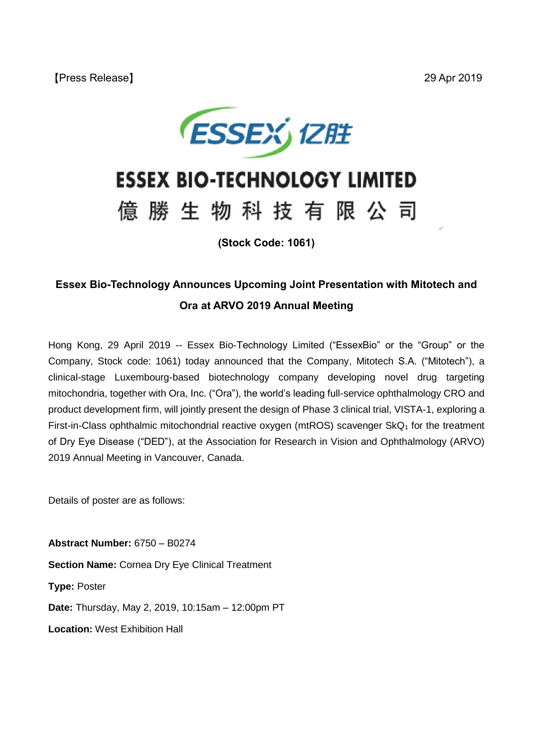【Press Release】 29 Apr 2019

# ESSEX BIO-TECHNOLOGY LIMITED

# 億 勝 生 物 科 技 有 限 公 司

**(Stock Code: 1061)**

## Essex Bio-Technology Announces Upcoming Joint Presentation with Mitotech and Ora at ARVO 2019 Annual Meeting

Hong Kong, 29 April 2019 -- Essex Bio-Technology Limited ("EssexBio" or the "Group" or the Company, Stock code: 1061) today announced that the Company, Mitotech S.A. ("Mitotech"), a clinical-stage Luxembourg-based biotechnology company developing novel drug targeting mitochondria, together with Ora, Inc. ("Ora"), the world's leading full-service ophthalmology CRO and product development firm, will jointly present the design of Phase 3 clinical trial, VISTA-1, exploring a First-in-Class ophthalmic mitochondrial reactive oxygen (mtROS) scavenger $SkQ_1$ for the treatment of Dry Eye Disease ("DED"), at the Association for Research in Vision and Ophthalmology (ARVO) 2019 Annual Meeting in Vancouver, Canada.

Details of poster are as follows:

**Abstract Number:** 6750 – B0274

**Section Name:** Cornea Dry Eye Clinical Treatment

**Type:** Poster

**Date:** Thursday, May 2, 2019, 10:15am – 12:00pm PT

**Location:** West Exhibition Hall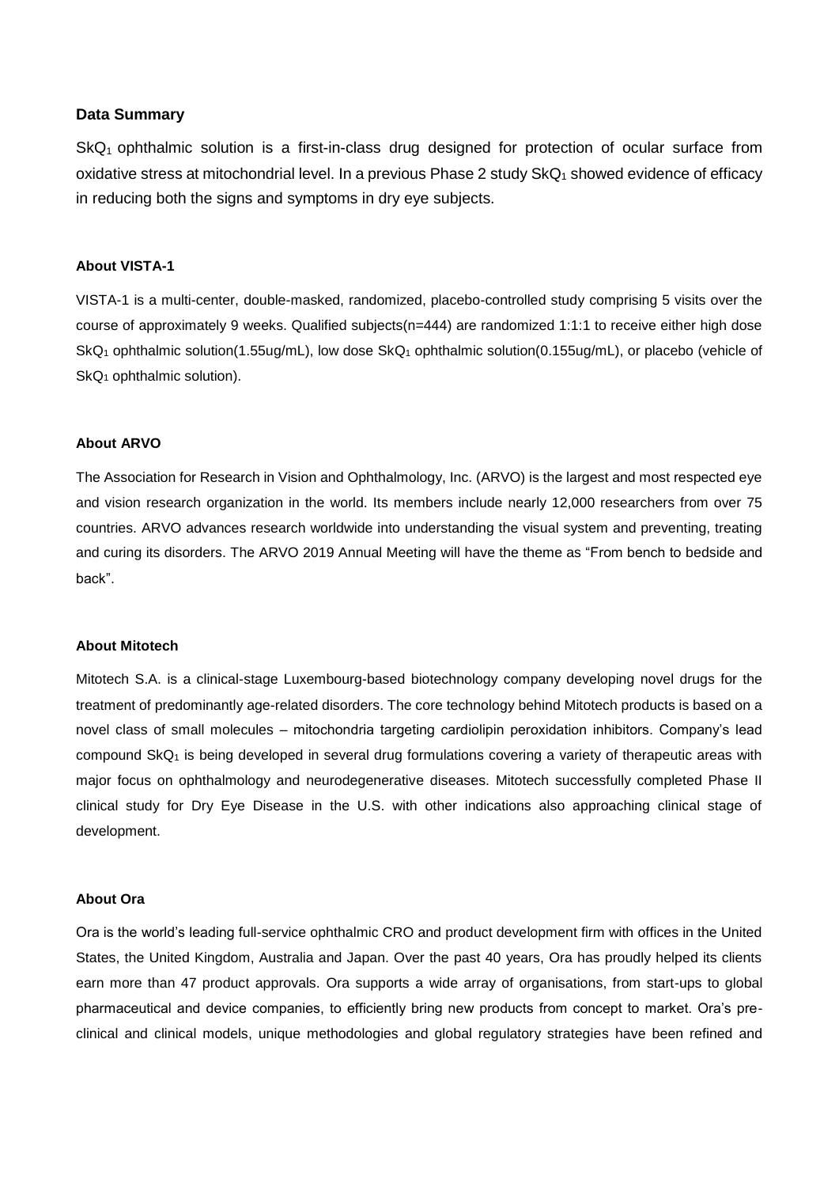## Data Summary

$SkQ_1$ ophthalmic solution is a first-in-class drug designed for protection of ocular surface from oxidative stress at mitochondrial level. In a previous Phase 2 study $SkQ_1$ showed evidence of efficacy in reducing both the signs and symptoms in dry eye subjects.

### About VISTA-1

VISTA-1 is a multi-center, double-masked, randomized, placebo-controlled study comprising 5 visits over the course of approximately 9 weeks. Qualified subjects(n=444) are randomized 1:1:1 to receive either high dose $SkQ_1$ ophthalmic solution(1.55ug/mL), low dose $SkQ_1$ ophthalmic solution(0.155ug/mL), or placebo (vehicle of $SkQ_1$ ophthalmic solution).

### About ARVO

The Association for Research in Vision and Ophthalmology, Inc. (ARVO) is the largest and most respected eye and vision research organization in the world. Its members include nearly 12,000 researchers from over 75 countries. ARVO advances research worldwide into understanding the visual system and preventing, treating and curing its disorders. The ARVO 2019 Annual Meeting will have the theme as "From bench to bedside and back".

### About Mitotech

Mitotech S.A. is a clinical-stage Luxembourg-based biotechnology company developing novel drugs for the treatment of predominantly age-related disorders. The core technology behind Mitotech products is based on a novel class of small molecules – mitochondria targeting cardiolipin peroxidation inhibitors. Company's lead compound $SkQ_1$ is being developed in several drug formulations covering a variety of therapeutic areas with major focus on ophthalmology and neurodegenerative diseases. Mitotech successfully completed Phase II clinical study for Dry Eye Disease in the U.S. with other indications also approaching clinical stage of development.

### About Ora

Ora is the world's leading full-service ophthalmic CRO and product development firm with offices in the United States, the United Kingdom, Australia and Japan. Over the past 40 years, Ora has proudly helped its clients earn more than 47 product approvals. Ora supports a wide array of organisations, from start-ups to global pharmaceutical and device companies, to efficiently bring new products from concept to market. Ora's pre-clinical and clinical models, unique methodologies and global regulatory strategies have been refined and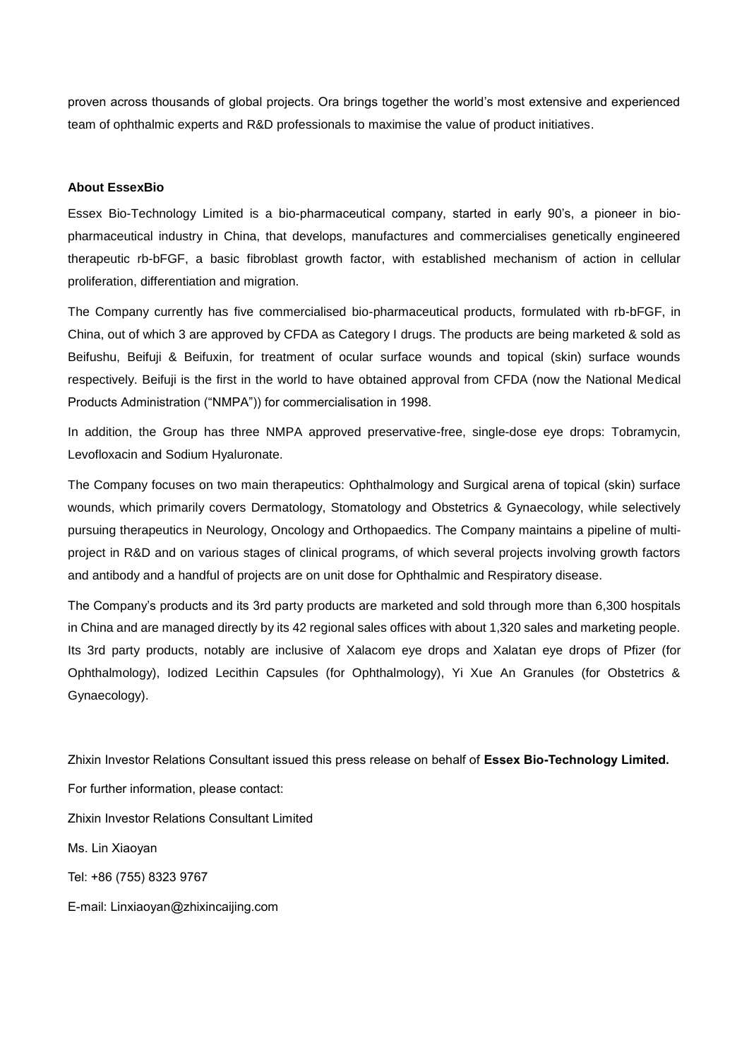proven across thousands of global projects. Ora brings together the world's most extensive and experienced team of ophthalmic experts and R&D professionals to maximise the value of product initiatives.

**About EssexBio**

Essex Bio-Technology Limited is a bio-pharmaceutical company, started in early 90's, a pioneer in bio-pharmaceutical industry in China, that develops, manufactures and commercialises genetically engineered therapeutic rb-bFGF, a basic fibroblast growth factor, with established mechanism of action in cellular proliferation, differentiation and migration.

The Company currently has five commercialised bio-pharmaceutical products, formulated with rb-bFGF, in China, out of which 3 are approved by CFDA as Category I drugs. The products are being marketed & sold as Beifushu, Beifuji & Beifuxin, for treatment of ocular surface wounds and topical (skin) surface wounds respectively. Beifuji is the first in the world to have obtained approval from CFDA (now the National Medical Products Administration ("NMPA")) for commercialisation in 1998.

In addition, the Group has three NMPA approved preservative-free, single-dose eye drops: Tobramycin, Levofloxacin and Sodium Hyaluronate.

The Company focuses on two main therapeutics: Ophthalmology and Surgical arena of topical (skin) surface wounds, which primarily covers Dermatology, Stomatology and Obstetrics & Gynaecology, while selectively pursuing therapeutics in Neurology, Oncology and Orthopaedics. The Company maintains a pipeline of multi-project in R&D and on various stages of clinical programs, of which several projects involving growth factors and antibody and a handful of projects are on unit dose for Ophthalmic and Respiratory disease.

The Company's products and its 3rd party products are marketed and sold through more than 6,300 hospitals in China and are managed directly by its 42 regional sales offices with about 1,320 sales and marketing people. Its 3rd party products, notably are inclusive of Xalacom eye drops and Xalatan eye drops of Pfizer (for Ophthalmology), Iodized Lecithin Capsules (for Ophthalmology), Yi Xue An Granules (for Obstetrics & Gynaecology).

Zhixin Investor Relations Consultant issued this press release on behalf of **Essex Bio-Technology Limited.**

For further information, please contact:

Zhixin Investor Relations Consultant Limited

Ms. Lin Xiaoyan

Tel: +86 (755) 8323 9767

E-mail: Linxiaoyan@zhixincaijing.com